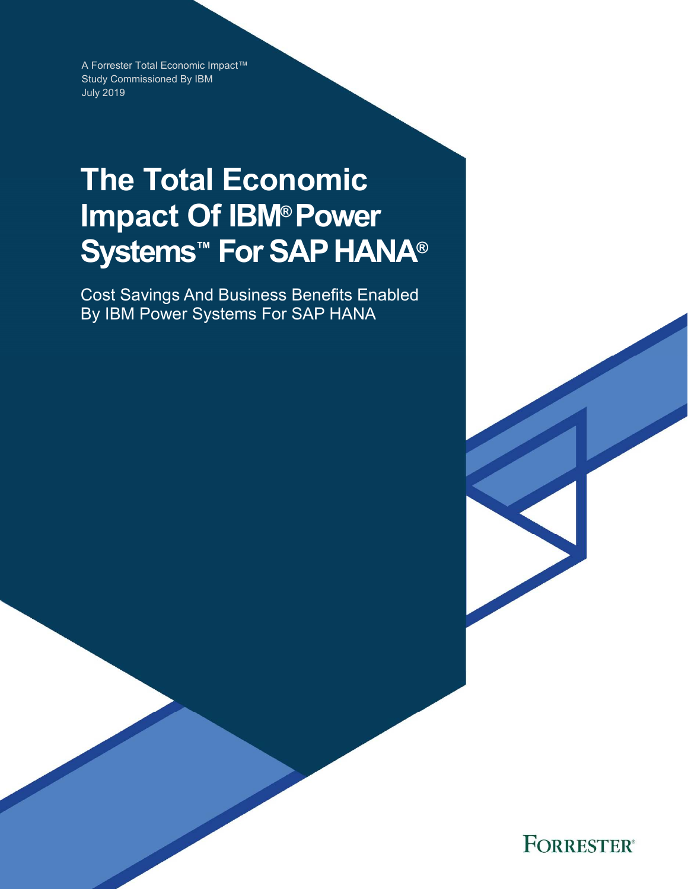A Forrester Total Economic Impact™
Study Commissioned By IBM
July 2019

# The Total Economic Impact Of IBM® Power Systems™ For SAP HANA®

Cost Savings And Business Benefits Enabled By IBM Power Systems For SAP HANA

FORRESTER®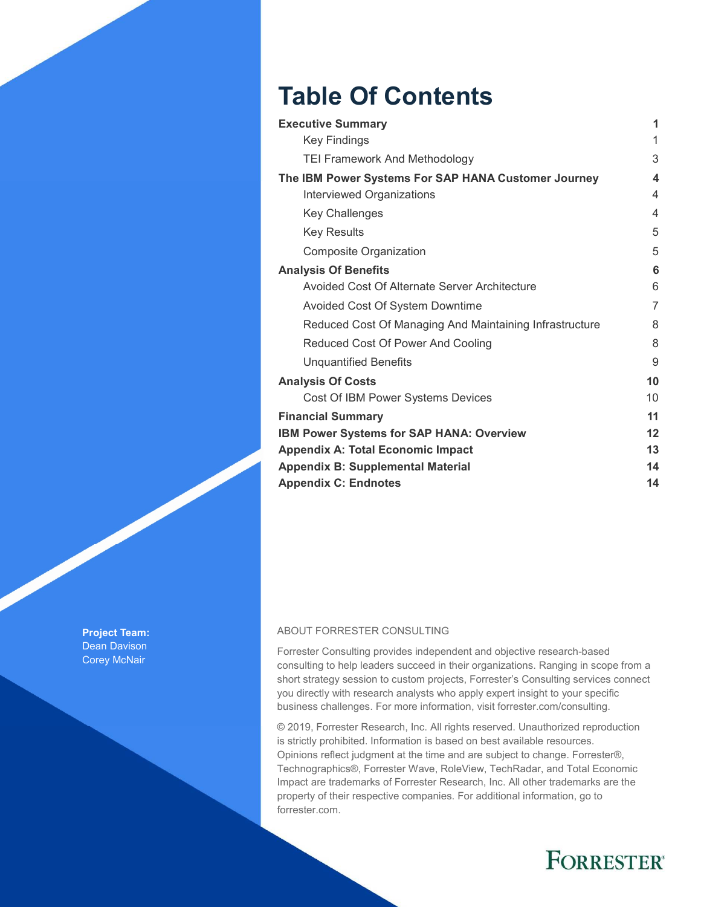# Table Of Contents

| | |
|---|---|
| **Executive Summary** | **1** |
| Key Findings | 1 |
| TEI Framework And Methodology | 3 |
| **The IBM Power Systems For SAP HANA Customer Journey** | **4** |
| Interviewed Organizations | 4 |
| Key Challenges | 4 |
| Key Results | 5 |
| Composite Organization | 5 |
| **Analysis Of Benefits** | **6** |
| Avoided Cost Of Alternate Server Architecture | 6 |
| Avoided Cost Of System Downtime | 7 |
| Reduced Cost Of Managing And Maintaining Infrastructure | 8 |
| Reduced Cost Of Power And Cooling | 8 |
| Unquantified Benefits | 9 |
| **Analysis Of Costs** | **10** |
| Cost Of IBM Power Systems Devices | 10 |
| **Financial Summary** | **11** |
| **IBM Power Systems for SAP HANA: Overview** | **12** |
| **Appendix A: Total Economic Impact** | **13** |
| **Appendix B: Supplemental Material** | **14** |
| **Appendix C: Endnotes** | **14** |

**Project Team:**
Dean Davison
Corey McNair

ABOUT FORRESTER CONSULTING

Forrester Consulting provides independent and objective research-based consulting to help leaders succeed in their organizations. Ranging in scope from a short strategy session to custom projects, Forrester's Consulting services connect you directly with research analysts who apply expert insight to your specific business challenges. For more information, visit forrester.com/consulting.

© 2019, Forrester Research, Inc. All rights reserved. Unauthorized reproduction is strictly prohibited. Information is based on best available resources. Opinions reflect judgment at the time and are subject to change. Forrester®, Technographics®, Forrester Wave, RoleView, TechRadar, and Total Economic Impact are trademarks of Forrester Research, Inc. All other trademarks are the property of their respective companies. For additional information, go to forrester.com.

FORRESTER®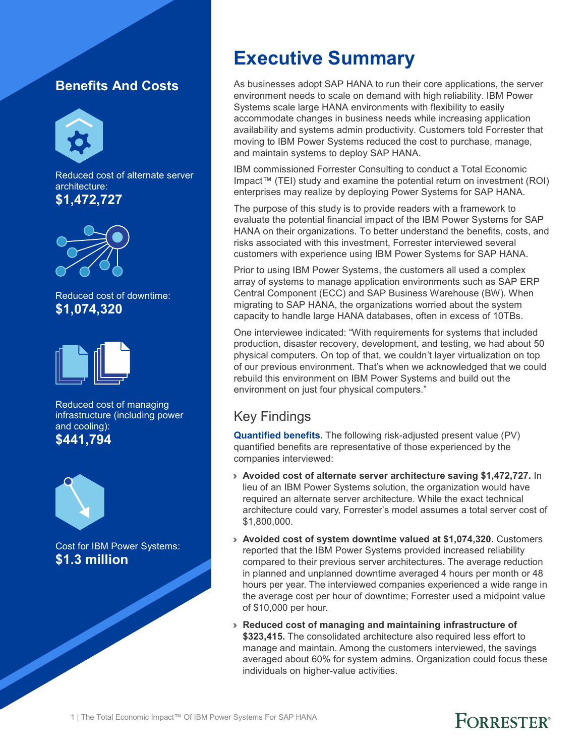## Benefits And Costs

Reduced cost of alternate server architecture:
**$1,472,727**

Reduced cost of downtime:
**$1,074,320**

Reduced cost of managing infrastructure (including power and cooling):
**$441,794**

Cost for IBM Power Systems:
**$1.3 million**

# Executive Summary

As businesses adopt SAP HANA to run their core applications, the server environment needs to scale on demand with high reliability. IBM Power Systems scale large HANA environments with flexibility to easily accommodate changes in business needs while increasing application availability and systems admin productivity. Customers told Forrester that moving to IBM Power Systems reduced the cost to purchase, manage, and maintain systems to deploy SAP HANA.

IBM commissioned Forrester Consulting to conduct a Total Economic Impact™ (TEI) study and examine the potential return on investment (ROI) enterprises may realize by deploying Power Systems for SAP HANA.

The purpose of this study is to provide readers with a framework to evaluate the potential financial impact of the IBM Power Systems for SAP HANA on their organizations. To better understand the benefits, costs, and risks associated with this investment, Forrester interviewed several customers with experience using IBM Power Systems for SAP HANA.

Prior to using IBM Power Systems, the customers all used a complex array of systems to manage application environments such as SAP ERP Central Component (ECC) and SAP Business Warehouse (BW). When migrating to SAP HANA, the organizations worried about the system capacity to handle large HANA databases, often in excess of 10TBs.

One interviewee indicated: "With requirements for systems that included production, disaster recovery, development, and testing, we had about 50 physical computers. On top of that, we couldn't layer virtualization on top of our previous environment. That's when we acknowledged that we could rebuild this environment on IBM Power Systems and build out the environment on just four physical computers."

## Key Findings

**Quantified benefits.** The following risk-adjusted present value (PV) quantified benefits are representative of those experienced by the companies interviewed:

- **Avoided cost of alternate server architecture saving $1,472,727.** In lieu of an IBM Power Systems solution, the organization would have required an alternate server architecture. While the exact technical architecture could vary, Forrester's model assumes a total server cost of $1,800,000.
- **Avoided cost of system downtime valued at $1,074,320.** Customers reported that the IBM Power Systems provided increased reliability compared to their previous server architectures. The average reduction in planned and unplanned downtime averaged 4 hours per month or 48 hours per year. The interviewed companies experienced a wide range in the average cost per hour of downtime; Forrester used a midpoint value of $10,000 per hour.
- **Reduced cost of managing and maintaining infrastructure of $323,415.** The consolidated architecture also required less effort to manage and maintain. Among the customers interviewed, the savings averaged about 60% for system admins. Organization could focus these individuals on higher-value activities.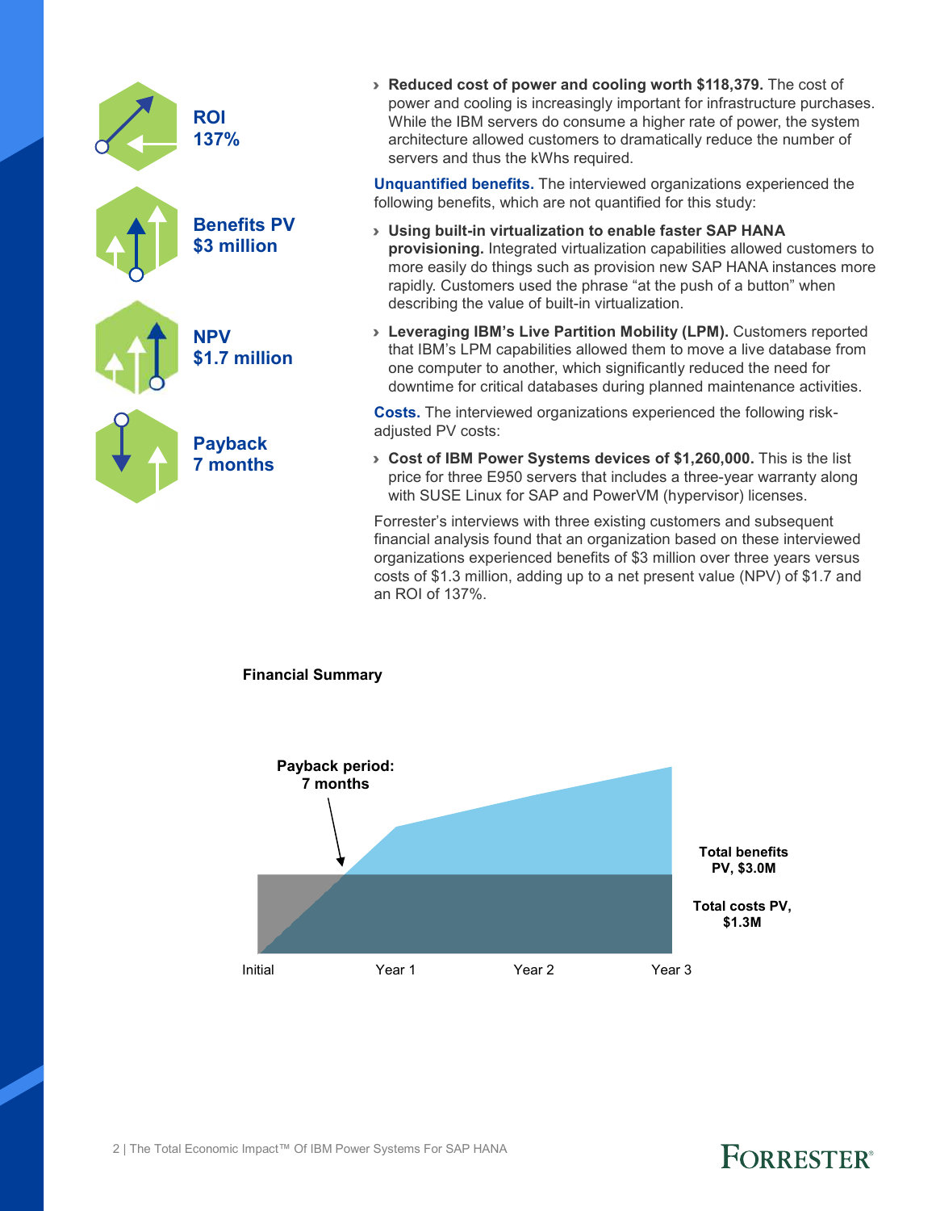**ROI**
**137%**

**Benefits PV**
**$3 million**

**NPV**
**$1.7 million**

**Payback**
**7 months**

- **Reduced cost of power and cooling worth $118,379.** The cost of power and cooling is increasingly important for infrastructure purchases. While the IBM servers do consume a higher rate of power, the system architecture allowed customers to dramatically reduce the number of servers and thus the kWhs required.

**Unquantified benefits.** The interviewed organizations experienced the following benefits, which are not quantified for this study:

- **Using built-in virtualization to enable faster SAP HANA provisioning.** Integrated virtualization capabilities allowed customers to more easily do things such as provision new SAP HANA instances more rapidly. Customers used the phrase "at the push of a button" when describing the value of built-in virtualization.
- **Leveraging IBM's Live Partition Mobility (LPM).** Customers reported that IBM's LPM capabilities allowed them to move a live database from one computer to another, which significantly reduced the need for downtime for critical databases during planned maintenance activities.

**Costs.** The interviewed organizations experienced the following risk-adjusted PV costs:

- **Cost of IBM Power Systems devices of $1,260,000.** This is the list price for three E950 servers that includes a three-year warranty along with SUSE Linux for SAP and PowerVM (hypervisor) licenses.

Forrester's interviews with three existing customers and subsequent financial analysis found that an organization based on these interviewed organizations experienced benefits of $3 million over three years versus costs of $1.3 million, adding up to a net present value (NPV) of $1.7 and an ROI of 137%.

**Financial Summary**

Payback period: 7 months

Total benefits PV, $3.0M

Total costs PV, $1.3M

Initial | Year 1 | Year 2 | Year 3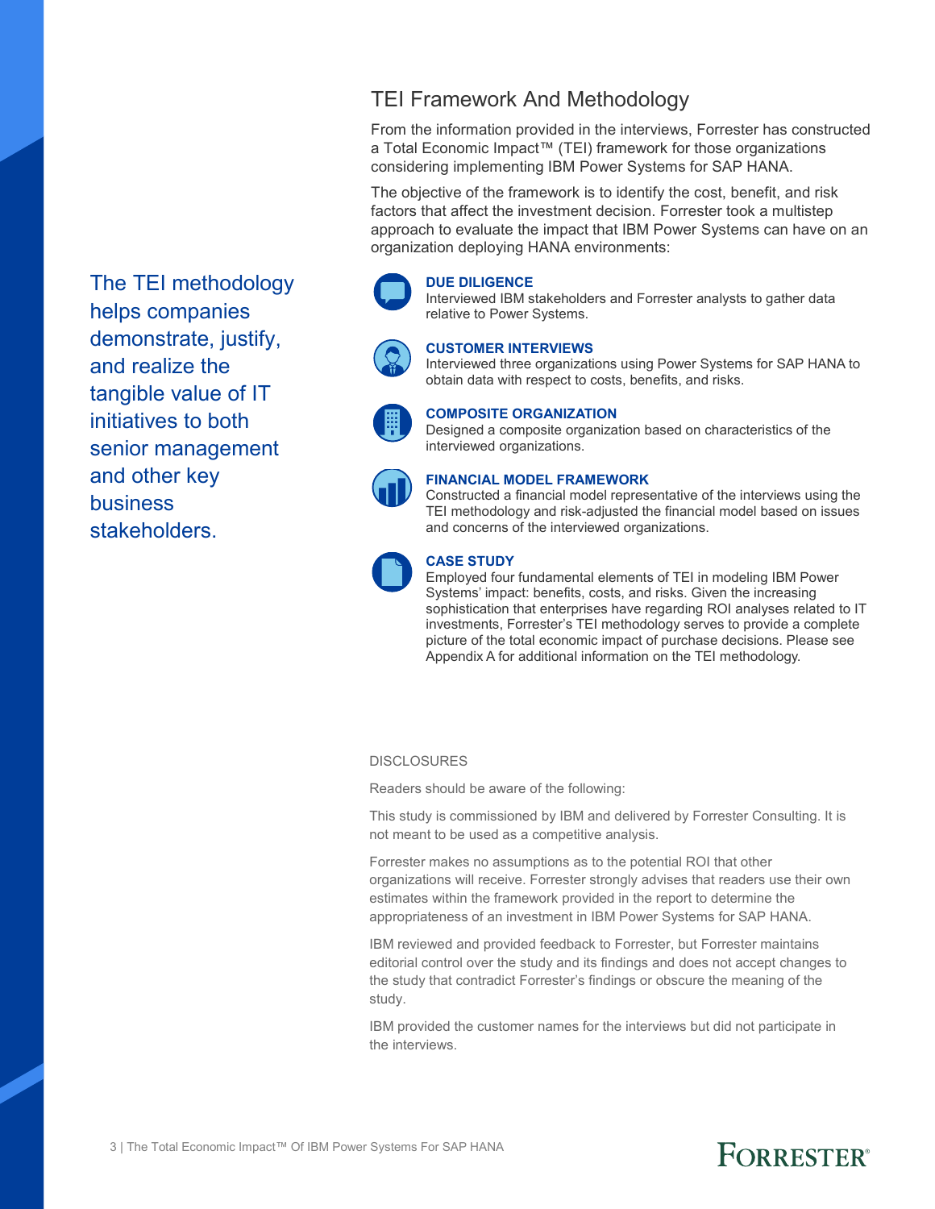## TEI Framework And Methodology

From the information provided in the interviews, Forrester has constructed a Total Economic Impact™ (TEI) framework for those organizations considering implementing IBM Power Systems for SAP HANA.

The objective of the framework is to identify the cost, benefit, and risk factors that affect the investment decision. Forrester took a multistep approach to evaluate the impact that IBM Power Systems can have on an organization deploying HANA environments:

The TEI methodology helps companies demonstrate, justify, and realize the tangible value of IT initiatives to both senior management and other key business stakeholders.

**DUE DILIGENCE**
Interviewed IBM stakeholders and Forrester analysts to gather data relative to Power Systems.

**CUSTOMER INTERVIEWS**
Interviewed three organizations using Power Systems for SAP HANA to obtain data with respect to costs, benefits, and risks.

**COMPOSITE ORGANIZATION**
Designed a composite organization based on characteristics of the interviewed organizations.

**FINANCIAL MODEL FRAMEWORK**
Constructed a financial model representative of the interviews using the TEI methodology and risk-adjusted the financial model based on issues and concerns of the interviewed organizations.

**CASE STUDY**
Employed four fundamental elements of TEI in modeling IBM Power Systems' impact: benefits, costs, and risks. Given the increasing sophistication that enterprises have regarding ROI analyses related to IT investments, Forrester's TEI methodology serves to provide a complete picture of the total economic impact of purchase decisions. Please see Appendix A for additional information on the TEI methodology.

DISCLOSURES

Readers should be aware of the following:

This study is commissioned by IBM and delivered by Forrester Consulting. It is not meant to be used as a competitive analysis.

Forrester makes no assumptions as to the potential ROI that other organizations will receive. Forrester strongly advises that readers use their own estimates within the framework provided in the report to determine the appropriateness of an investment in IBM Power Systems for SAP HANA.

IBM reviewed and provided feedback to Forrester, but Forrester maintains editorial control over the study and its findings and does not accept changes to the study that contradict Forrester's findings or obscure the meaning of the study.

IBM provided the customer names for the interviews but did not participate in the interviews.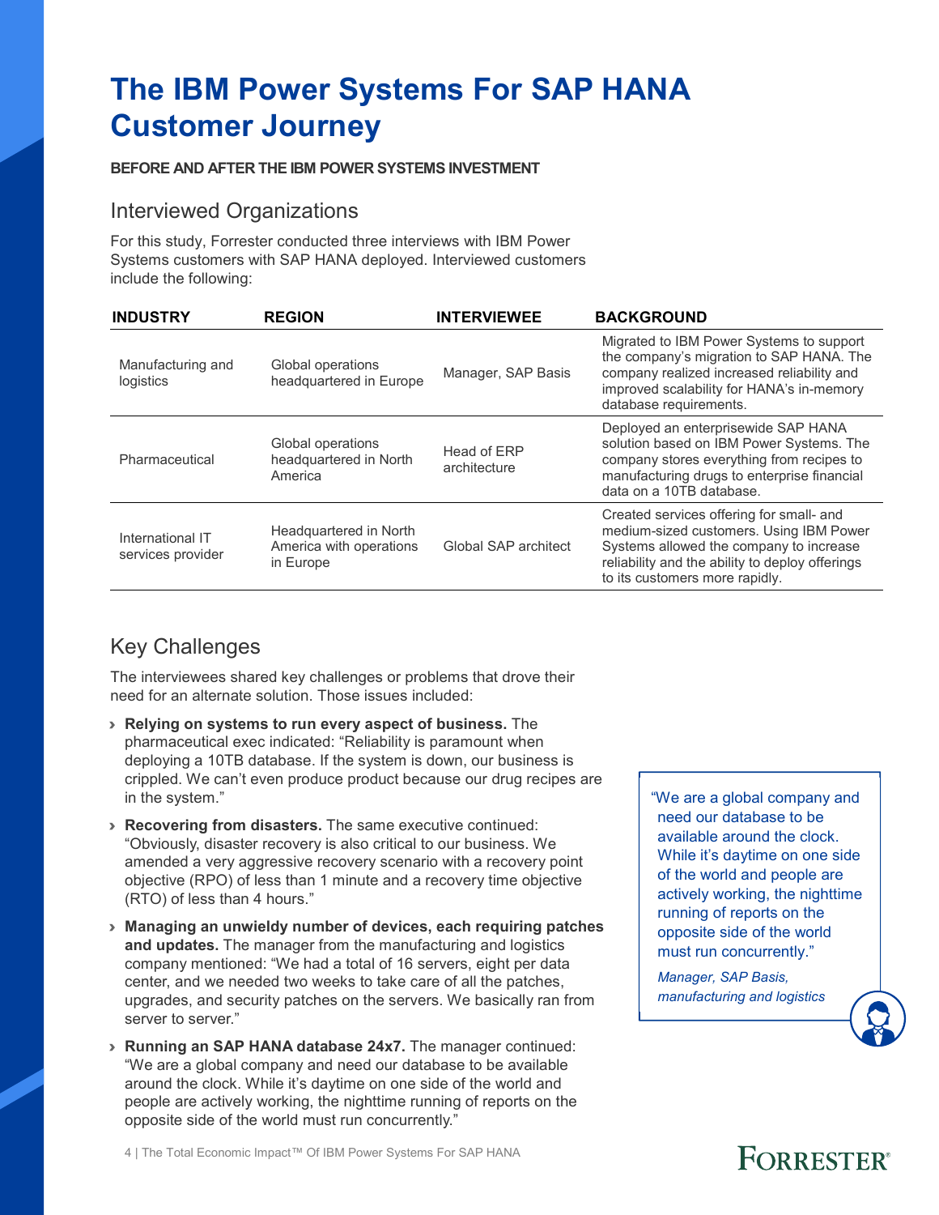# The IBM Power Systems For SAP HANA Customer Journey

**BEFORE AND AFTER THE IBM POWER SYSTEMS INVESTMENT**

## Interviewed Organizations

For this study, Forrester conducted three interviews with IBM Power Systems customers with SAP HANA deployed. Interviewed customers include the following:

| INDUSTRY | REGION | INTERVIEWEE | BACKGROUND |
|---|---|---|---|
| Manufacturing and logistics | Global operations headquartered in Europe | Manager, SAP Basis | Migrated to IBM Power Systems to support the company's migration to SAP HANA. The company realized increased reliability and improved scalability for HANA's in-memory database requirements. |
| Pharmaceutical | Global operations headquartered in North America | Head of ERP architecture | Deployed an enterprisewide SAP HANA solution based on IBM Power Systems. The company stores everything from recipes to manufacturing drugs to enterprise financial data on a 10TB database. |
| International IT services provider | Headquartered in North America with operations in Europe | Global SAP architect | Created services offering for small- and medium-sized customers. Using IBM Power Systems allowed the company to increase reliability and the ability to deploy offerings to its customers more rapidly. |

## Key Challenges

The interviewees shared key challenges or problems that drove their need for an alternate solution. Those issues included:

- **Relying on systems to run every aspect of business.** The pharmaceutical exec indicated: "Reliability is paramount when deploying a 10TB database. If the system is down, our business is crippled. We can't even produce product because our drug recipes are in the system."
- **Recovering from disasters.** The same executive continued: "Obviously, disaster recovery is also critical to our business. We amended a very aggressive recovery scenario with a recovery point objective (RPO) of less than 1 minute and a recovery time objective (RTO) of less than 4 hours."
- **Managing an unwieldy number of devices, each requiring patches and updates.** The manager from the manufacturing and logistics company mentioned: "We had a total of 16 servers, eight per data center, and we needed two weeks to take care of all the patches, upgrades, and security patches on the servers. We basically ran from server to server."
- **Running an SAP HANA database 24x7.** The manager continued: "We are a global company and need our database to be available around the clock. While it's daytime on one side of the world and people are actively working, the nighttime running of reports on the opposite side of the world must run concurrently."

> "We are a global company and need our database to be available around the clock. While it's daytime on one side of the world and people are actively working, the nighttime running of reports on the opposite side of the world must run concurrently."
>
> *Manager, SAP Basis, manufacturing and logistics*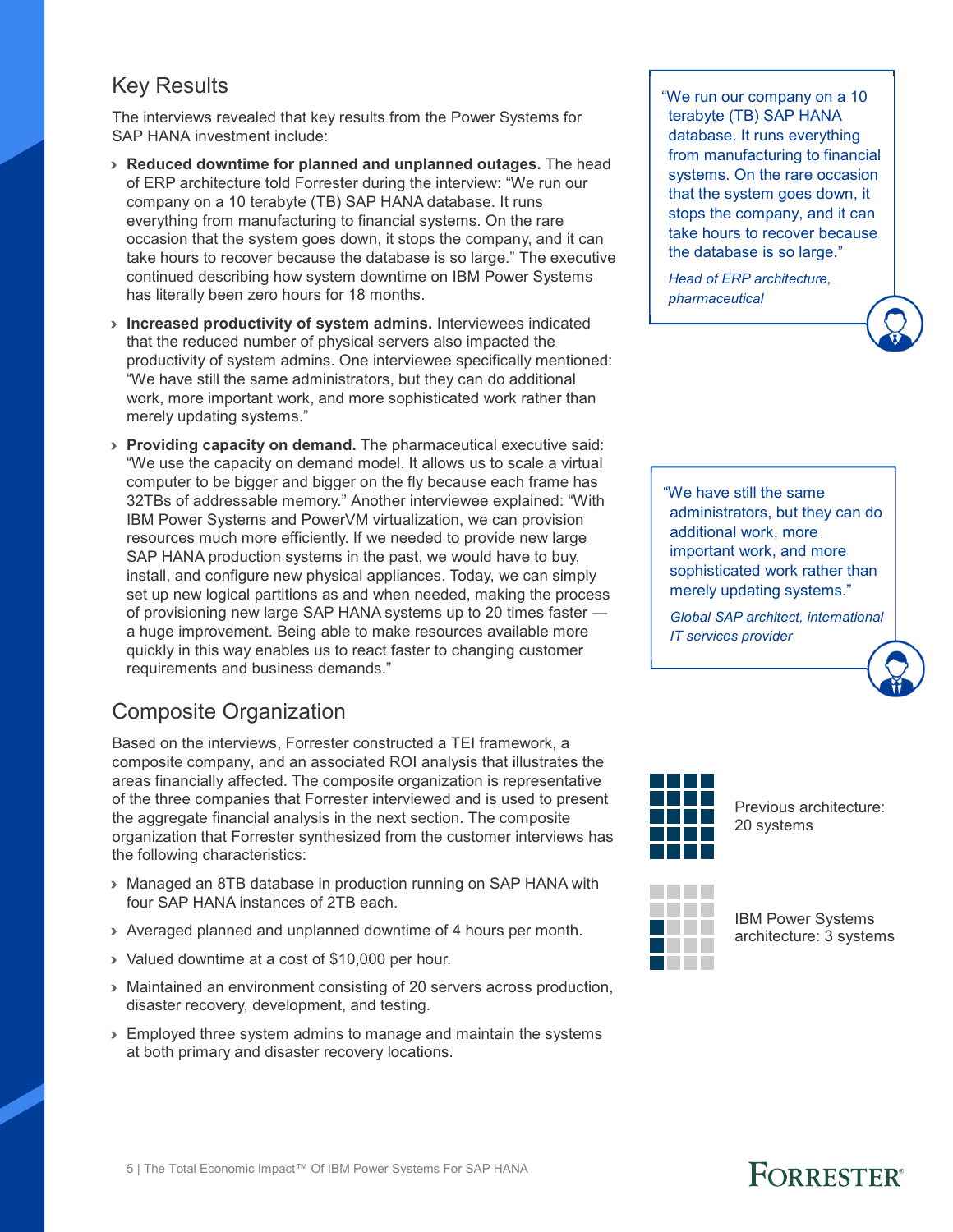## Key Results

The interviews revealed that key results from the Power Systems for SAP HANA investment include:

- **Reduced downtime for planned and unplanned outages.** The head of ERP architecture told Forrester during the interview: "We run our company on a 10 terabyte (TB) SAP HANA database. It runs everything from manufacturing to financial systems. On the rare occasion that the system goes down, it stops the company, and it can take hours to recover because the database is so large." The executive continued describing how system downtime on IBM Power Systems has literally been zero hours for 18 months.
- **Increased productivity of system admins.** Interviewees indicated that the reduced number of physical servers also impacted the productivity of system admins. One interviewee specifically mentioned: "We have still the same administrators, but they can do additional work, more important work, and more sophisticated work rather than merely updating systems."
- **Providing capacity on demand.** The pharmaceutical executive said: "We use the capacity on demand model. It allows us to scale a virtual computer to be bigger and bigger on the fly because each frame has 32TBs of addressable memory." Another interviewee explained: "With IBM Power Systems and PowerVM virtualization, we can provision resources much more efficiently. If we needed to provide new large SAP HANA production systems in the past, we would have to buy, install, and configure new physical appliances. Today, we can simply set up new logical partitions as and when needed, making the process of provisioning new large SAP HANA systems up to 20 times faster — a huge improvement. Being able to make resources available more quickly in this way enables us to react faster to changing customer requirements and business demands."

> "We run our company on a 10 terabyte (TB) SAP HANA database. It runs everything from manufacturing to financial systems. On the rare occasion that the system goes down, it stops the company, and it can take hours to recover because the database is so large."
>
> *Head of ERP architecture, pharmaceutical*

> "We have still the same administrators, but they can do additional work, more important work, and more sophisticated work rather than merely updating systems."
>
> *Global SAP architect, international IT services provider*

## Composite Organization

Based on the interviews, Forrester constructed a TEI framework, a composite company, and an associated ROI analysis that illustrates the areas financially affected. The composite organization is representative of the three companies that Forrester interviewed and is used to present the aggregate financial analysis in the next section. The composite organization that Forrester synthesized from the customer interviews has the following characteristics:

- Managed an 8TB database in production running on SAP HANA with four SAP HANA instances of 2TB each.
- Averaged planned and unplanned downtime of 4 hours per month.
- Valued downtime at a cost of $10,000 per hour.
- Maintained an environment consisting of 20 servers across production, disaster recovery, development, and testing.
- Employed three system admins to manage and maintain the systems at both primary and disaster recovery locations.

Previous architecture: 20 systems

IBM Power Systems architecture: 3 systems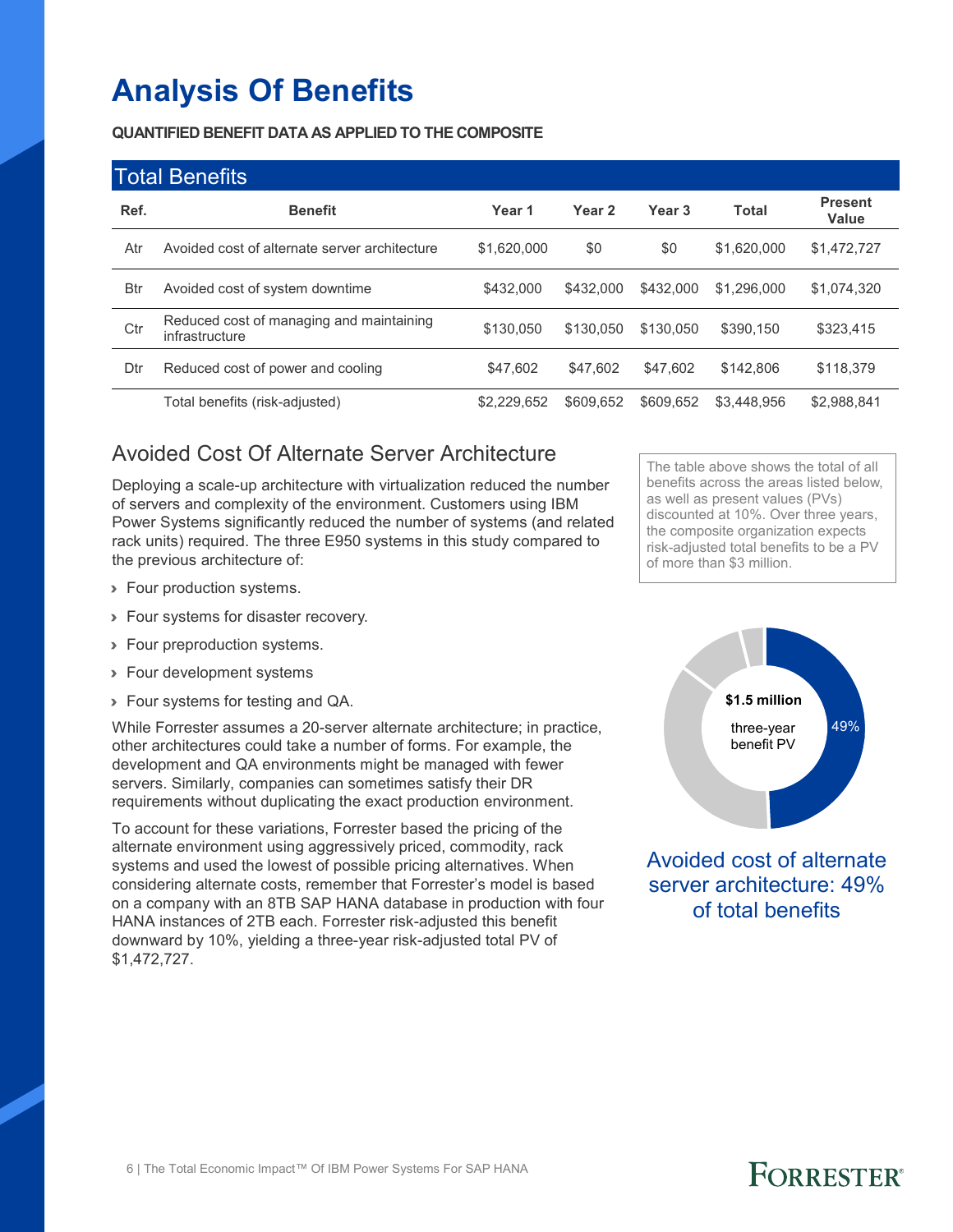# Analysis Of Benefits

**QUANTIFIED BENEFIT DATA AS APPLIED TO THE COMPOSITE**

| Total Benefits | | | | | | |
|---|---|---|---|---|---|---|
| **Ref.** | **Benefit** | **Year 1** | **Year 2** | **Year 3** | **Total** | **Present Value** |
| Atr | Avoided cost of alternate server architecture | $1,620,000 | $0 | $0 | $1,620,000 | $1,472,727 |
| Btr | Avoided cost of system downtime | $432,000 | $432,000 | $432,000 | $1,296,000 | $1,074,320 |
| Ctr | Reduced cost of managing and maintaining infrastructure | $130,050 | $130,050 | $130,050 | $390,150 | $323,415 |
| Dtr | Reduced cost of power and cooling | $47,602 | $47,602 | $47,602 | $142,806 | $118,379 |
| | Total benefits (risk-adjusted) | $2,229,652 | $609,652 | $609,652 | $3,448,956 | $2,988,841 |

The table above shows the total of all benefits across the areas listed below, as well as present values (PVs) discounted at 10%. Over three years, the composite organization expects risk-adjusted total benefits to be a PV of more than $3 million.

## Avoided Cost Of Alternate Server Architecture

Deploying a scale-up architecture with virtualization reduced the number of servers and complexity of the environment. Customers using IBM Power Systems significantly reduced the number of systems (and related rack units) required. The three E950 systems in this study compared to the previous architecture of:

- Four production systems.
- Four systems for disaster recovery.
- Four preproduction systems.
- Four development systems
- Four systems for testing and QA.

While Forrester assumes a 20-server alternate architecture; in practice, other architectures could take a number of forms. For example, the development and QA environments might be managed with fewer servers. Similarly, companies can sometimes satisfy their DR requirements without duplicating the exact production environment.

To account for these variations, Forrester based the pricing of the alternate environment using aggressively priced, commodity, rack systems and used the lowest of possible pricing alternatives. When considering alternate costs, remember that Forrester's model is based on a company with an 8TB SAP HANA database in production with four HANA instances of 2TB each. Forrester risk-adjusted this benefit downward by 10%, yielding a three-year risk-adjusted total PV of $1,472,727.

**$1.5 million** three-year benefit PV

49%

Avoided cost of alternate server architecture: 49% of total benefits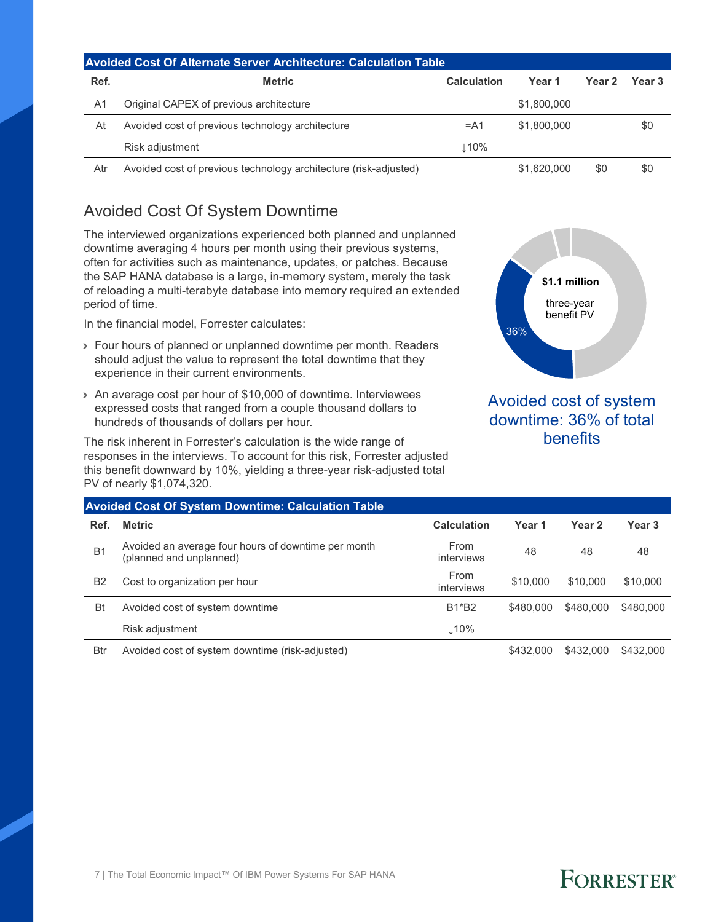**Avoided Cost Of Alternate Server Architecture: Calculation Table**

| Ref. | Metric | Calculation | Year 1 | Year 2 | Year 3 |
|---|---|---|---|---|---|
| A1 | Original CAPEX of previous architecture | | $1,800,000 | | |
| At | Avoided cost of previous technology architecture | =A1 | $1,800,000 | | $0 |
| | Risk adjustment | ↓10% | | | |
| Atr | Avoided cost of previous technology architecture (risk-adjusted) | | $1,620,000 | $0 | $0 |

## Avoided Cost Of System Downtime

The interviewed organizations experienced both planned and unplanned downtime averaging 4 hours per month using their previous systems, often for activities such as maintenance, updates, or patches. Because the SAP HANA database is a large, in-memory system, merely the task of reloading a multi-terabyte database into memory required an extended period of time.

In the financial model, Forrester calculates:

- Four hours of planned or unplanned downtime per month. Readers should adjust the value to represent the total downtime that they experience in their current environments.
- An average cost per hour of $10,000 of downtime. Interviewees expressed costs that ranged from a couple thousand dollars to hundreds of thousands of dollars per hour.

The risk inherent in Forrester's calculation is the wide range of responses in the interviews. To account for this risk, Forrester adjusted this benefit downward by 10%, yielding a three-year risk-adjusted total PV of nearly $1,074,320.

**$1.1 million** three-year benefit PV

36%

Avoided cost of system downtime: 36% of total benefits

**Avoided Cost Of System Downtime: Calculation Table**

| Ref. | Metric | Calculation | Year 1 | Year 2 | Year 3 |
|---|---|---|---|---|---|
| B1 | Avoided an average four hours of downtime per month (planned and unplanned) | From interviews | 48 | 48 | 48 |
| B2 | Cost to organization per hour | From interviews | $10,000 | $10,000 | $10,000 |
| Bt | Avoided cost of system downtime | B1*B2 | $480,000 | $480,000 | $480,000 |
| | Risk adjustment | ↓10% | | | |
| Btr | Avoided cost of system downtime (risk-adjusted) | | $432,000 | $432,000 | $432,000 |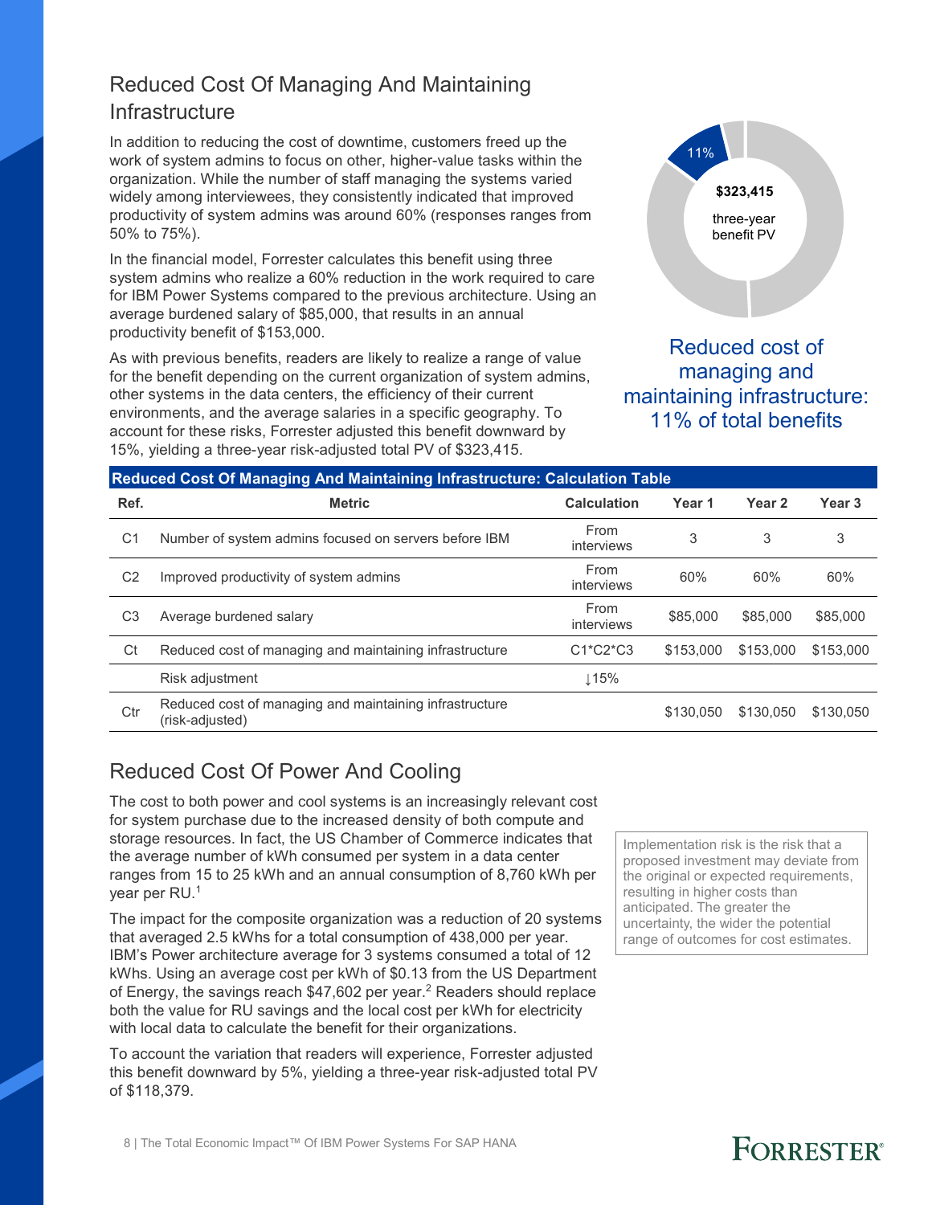## Reduced Cost Of Managing And Maintaining Infrastructure

In addition to reducing the cost of downtime, customers freed up the work of system admins to focus on other, higher-value tasks within the organization. While the number of staff managing the systems varied widely among interviewees, they consistently indicated that improved productivity of system admins was around 60% (responses ranges from 50% to 75%).

In the financial model, Forrester calculates this benefit using three system admins who realize a 60% reduction in the work required to care for IBM Power Systems compared to the previous architecture. Using an average burdened salary of $85,000, that results in an annual productivity benefit of $153,000.

As with previous benefits, readers are likely to realize a range of value for the benefit depending on the current organization of system admins, other systems in the data centers, the efficiency of their current environments, and the average salaries in a specific geography. To account for these risks, Forrester adjusted this benefit downward by 15%, yielding a three-year risk-adjusted total PV of $323,415.

11%

**$323,415**

three-year benefit PV

Reduced cost of managing and maintaining infrastructure: 11% of total benefits

**Reduced Cost Of Managing And Maintaining Infrastructure: Calculation Table**

| Ref. | Metric | Calculation | Year 1 | Year 2 | Year 3 |
|---|---|---|---|---|---|
| C1 | Number of system admins focused on servers before IBM | From interviews | 3 | 3 | 3 |
| C2 | Improved productivity of system admins | From interviews | 60% | 60% | 60% |
| C3 | Average burdened salary | From interviews | $85,000 | $85,000 | $85,000 |
| Ct | Reduced cost of managing and maintaining infrastructure | C1*C2*C3 | $153,000 | $153,000 | $153,000 |
| | Risk adjustment | ↓15% | | | |
| Ctr | Reduced cost of managing and maintaining infrastructure (risk-adjusted) | | $130,050 | $130,050 | $130,050 |

## Reduced Cost Of Power And Cooling

The cost to both power and cool systems is an increasingly relevant cost for system purchase due to the increased density of both compute and storage resources. In fact, the US Chamber of Commerce indicates that the average number of kWh consumed per system in a data center ranges from 15 to 25 kWh and an annual consumption of 8,760 kWh per year per RU.[1]

The impact for the composite organization was a reduction of 20 systems that averaged 2.5 kWhs for a total consumption of 438,000 per year. IBM's Power architecture average for 3 systems consumed a total of 12 kWhs. Using an average cost per kWh of $0.13 from the US Department of Energy, the savings reach $47,602 per year.[2] Readers should replace both the value for RU savings and the local cost per kWh for electricity with local data to calculate the benefit for their organizations.

To account the variation that readers will experience, Forrester adjusted this benefit downward by 5%, yielding a three-year risk-adjusted total PV of $118,379.

Implementation risk is the risk that a proposed investment may deviate from the original or expected requirements, resulting in higher costs than anticipated. The greater the uncertainty, the wider the potential range of outcomes for cost estimates.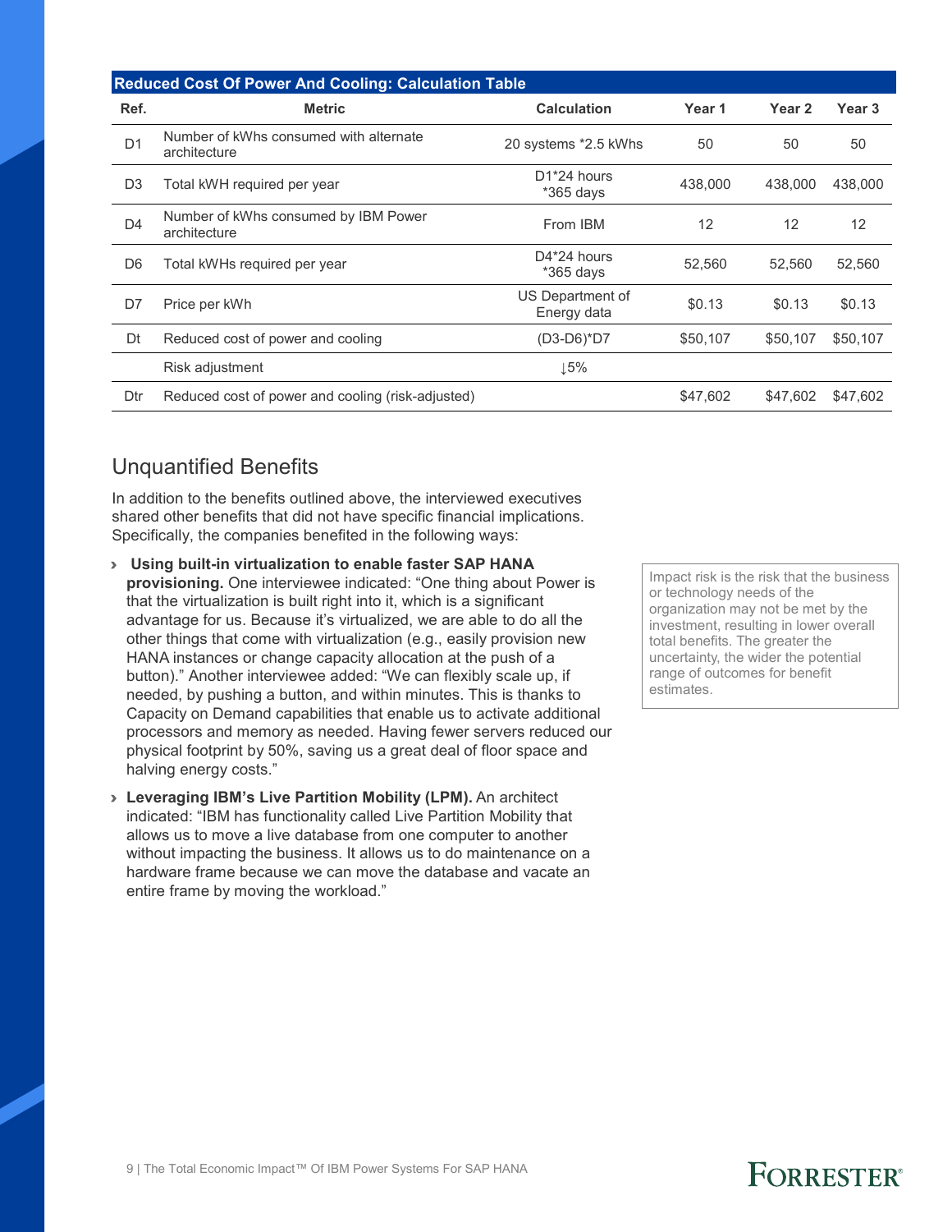| Reduced Cost Of Power And Cooling: Calculation Table | | | | | |
|---|---|---|---|---|---|
| Ref. | Metric | Calculation | Year 1 | Year 2 | Year 3 |
| D1 | Number of kWhs consumed with alternate architecture | 20 systems *2.5 kWhs | 50 | 50 | 50 |
| D3 | Total kWH required per year | D1*24 hours *365 days | 438,000 | 438,000 | 438,000 |
| D4 | Number of kWhs consumed by IBM Power architecture | From IBM | 12 | 12 | 12 |
| D6 | Total kWHs required per year | D4*24 hours *365 days | 52,560 | 52,560 | 52,560 |
| D7 | Price per kWh | US Department of Energy data | $0.13 | $0.13 | $0.13 |
| Dt | Reduced cost of power and cooling | (D3-D6)*D7 | $50,107 | $50,107 | $50,107 |
| | Risk adjustment | ↓5% | | | |
| Dtr | Reduced cost of power and cooling (risk-adjusted) | | $47,602 | $47,602 | $47,602 |

## Unquantified Benefits

In addition to the benefits outlined above, the interviewed executives shared other benefits that did not have specific financial implications. Specifically, the companies benefited in the following ways:

- **Using built-in virtualization to enable faster SAP HANA provisioning.** One interviewee indicated: "One thing about Power is that the virtualization is built right into it, which is a significant advantage for us. Because it's virtualized, we are able to do all the other things that come with virtualization (e.g., easily provision new HANA instances or change capacity allocation at the push of a button)." Another interviewee added: "We can flexibly scale up, if needed, by pushing a button, and within minutes. This is thanks to Capacity on Demand capabilities that enable us to activate additional processors and memory as needed. Having fewer servers reduced our physical footprint by 50%, saving us a great deal of floor space and halving energy costs."
- **Leveraging IBM's Live Partition Mobility (LPM).** An architect indicated: "IBM has functionality called Live Partition Mobility that allows us to move a live database from one computer to another without impacting the business. It allows us to do maintenance on a hardware frame because we can move the database and vacate an entire frame by moving the workload."

Impact risk is the risk that the business or technology needs of the organization may not be met by the investment, resulting in lower overall total benefits. The greater the uncertainty, the wider the potential range of outcomes for benefit estimates.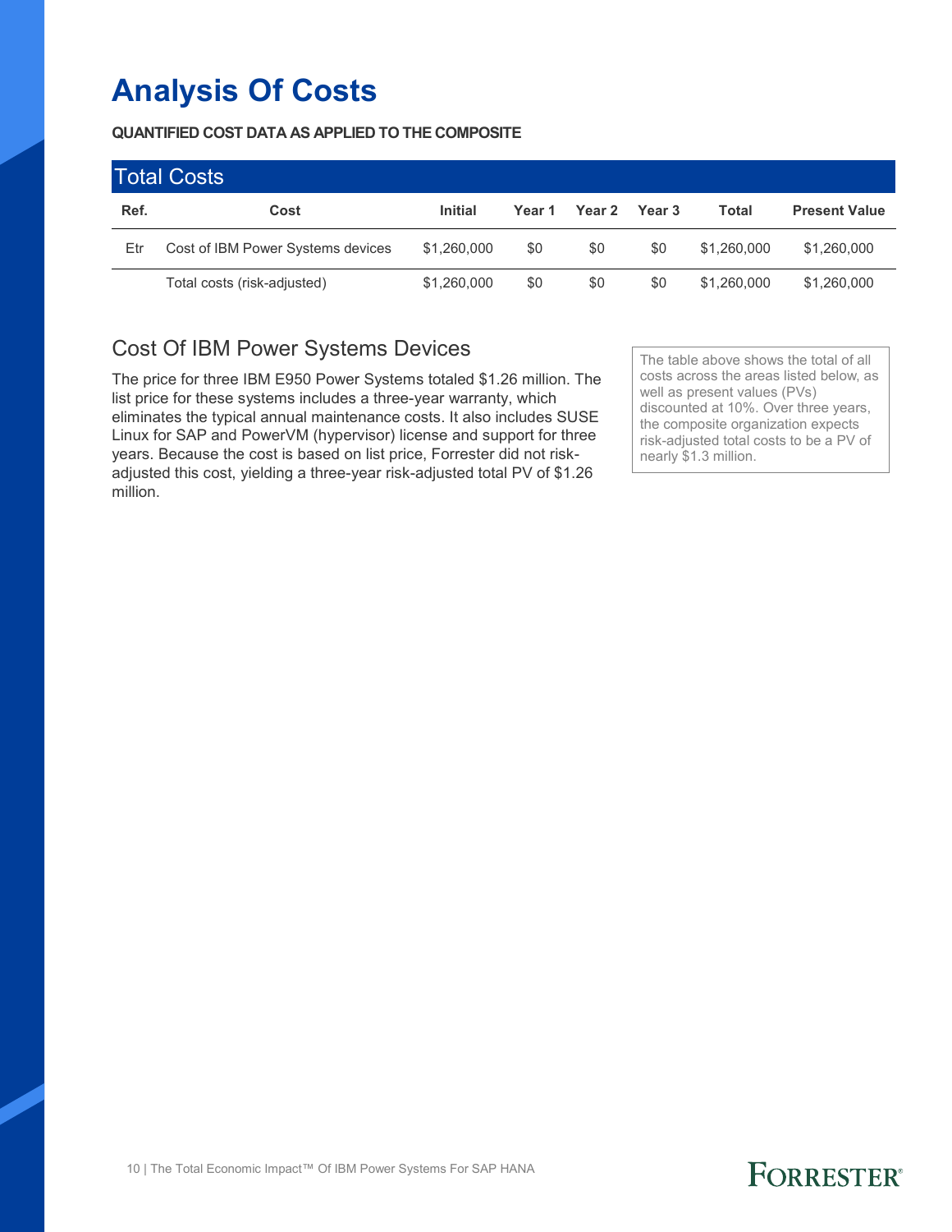# Analysis Of Costs

**QUANTIFIED COST DATA AS APPLIED TO THE COMPOSITE**

| Total Costs | | | | | | | |
|---|---|---|---|---|---|---|---|
| **Ref.** | **Cost** | **Initial** | **Year 1** | **Year 2** | **Year 3** | **Total** | **Present Value** |
| Etr | Cost of IBM Power Systems devices | $1,260,000 | $0 | $0 | $0 | $1,260,000 | $1,260,000 |
| | Total costs (risk-adjusted) | $1,260,000 | $0 | $0 | $0 | $1,260,000 | $1,260,000 |

## Cost Of IBM Power Systems Devices

The price for three IBM E950 Power Systems totaled $1.26 million. The list price for these systems includes a three-year warranty, which eliminates the typical annual maintenance costs. It also includes SUSE Linux for SAP and PowerVM (hypervisor) license and support for three years. Because the cost is based on list price, Forrester did not risk-adjusted this cost, yielding a three-year risk-adjusted total PV of $1.26 million.

The table above shows the total of all costs across the areas listed below, as well as present values (PVs) discounted at 10%. Over three years, the composite organization expects risk-adjusted total costs to be a PV of nearly $1.3 million.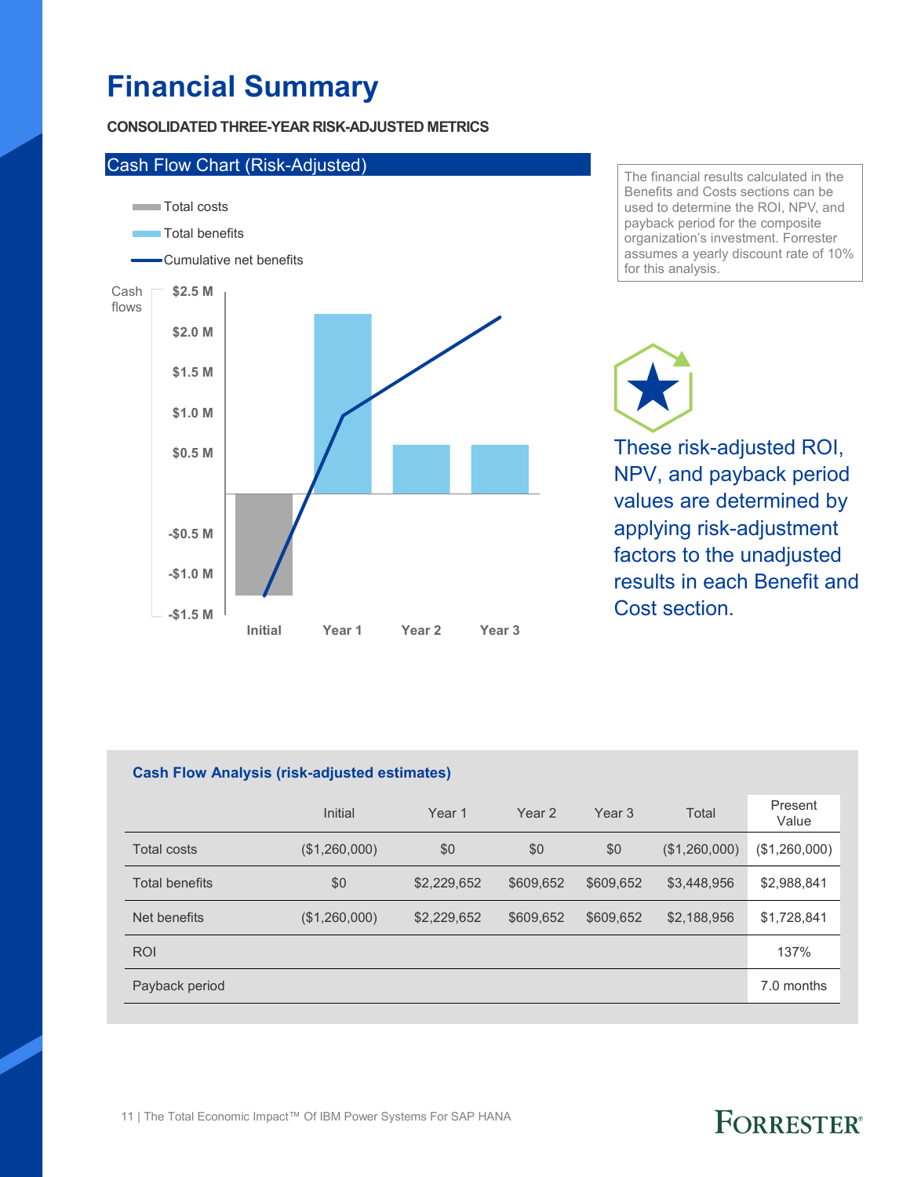# Financial Summary

**CONSOLIDATED THREE-YEAR RISK-ADJUSTED METRICS**

Cash Flow Chart (Risk-Adjusted)

The financial results calculated in the Benefits and Costs sections can be used to determine the ROI, NPV, and payback period for the composite organization's investment. Forrester assumes a yearly discount rate of 10% for this analysis.

These risk-adjusted ROI, NPV, and payback period values are determined by applying risk-adjustment factors to the unadjusted results in each Benefit and Cost section.

**Cash Flow Analysis (risk-adjusted estimates)**

| | Initial | Year 1 | Year 2 | Year 3 | Total | Present Value |
|---|---|---|---|---|---|---|
| Total costs | ($1,260,000) | $0 | $0 | $0 | ($1,260,000) | ($1,260,000) |
| Total benefits | $0 | $2,229,652 | $609,652 | $609,652 | $3,448,956 | $2,988,841 |
| Net benefits | ($1,260,000) | $2,229,652 | $609,652 | $609,652 | $2,188,956 | $1,728,841 |
| ROI | | | | | | 137% |
| Payback period | | | | | | 7.0 months |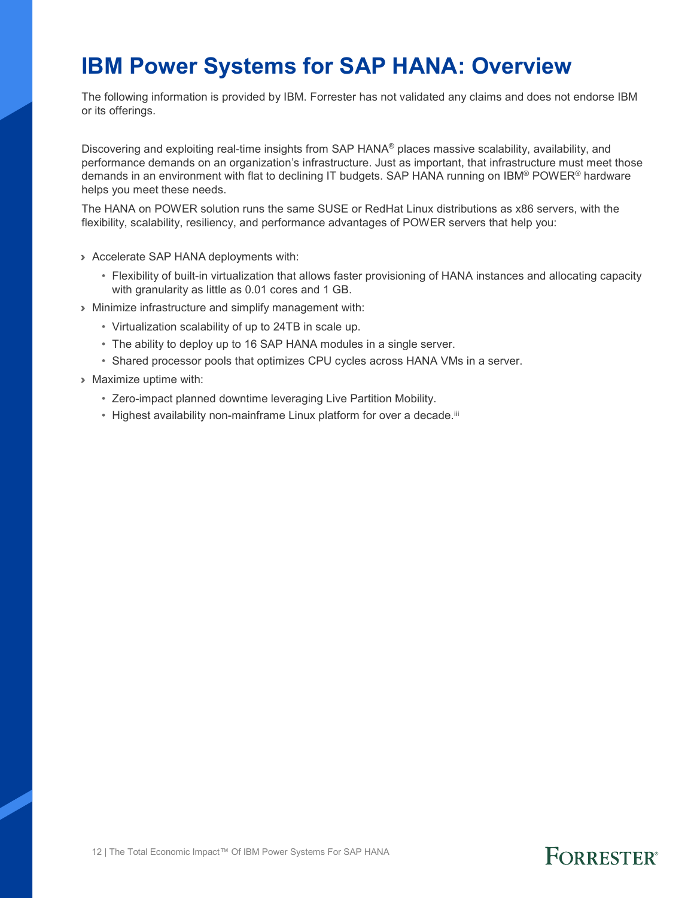# IBM Power Systems for SAP HANA: Overview

The following information is provided by IBM. Forrester has not validated any claims and does not endorse IBM or its offerings.

Discovering and exploiting real-time insights from SAP HANA® places massive scalability, availability, and performance demands on an organization's infrastructure. Just as important, that infrastructure must meet those demands in an environment with flat to declining IT budgets. SAP HANA running on IBM® POWER® hardware helps you meet these needs.

The HANA on POWER solution runs the same SUSE or RedHat Linux distributions as x86 servers, with the flexibility, scalability, resiliency, and performance advantages of POWER servers that help you:

- Accelerate SAP HANA deployments with:
  - Flexibility of built-in virtualization that allows faster provisioning of HANA instances and allocating capacity with granularity as little as 0.01 cores and 1 GB.
- Minimize infrastructure and simplify management with:
  - Virtualization scalability of up to 24TB in scale up.
  - The ability to deploy up to 16 SAP HANA modules in a single server.
  - Shared processor pools that optimizes CPU cycles across HANA VMs in a server.
- Maximize uptime with:
  - Zero-impact planned downtime leveraging Live Partition Mobility.
  - Highest availability non-mainframe Linux platform for over a decade.[iii]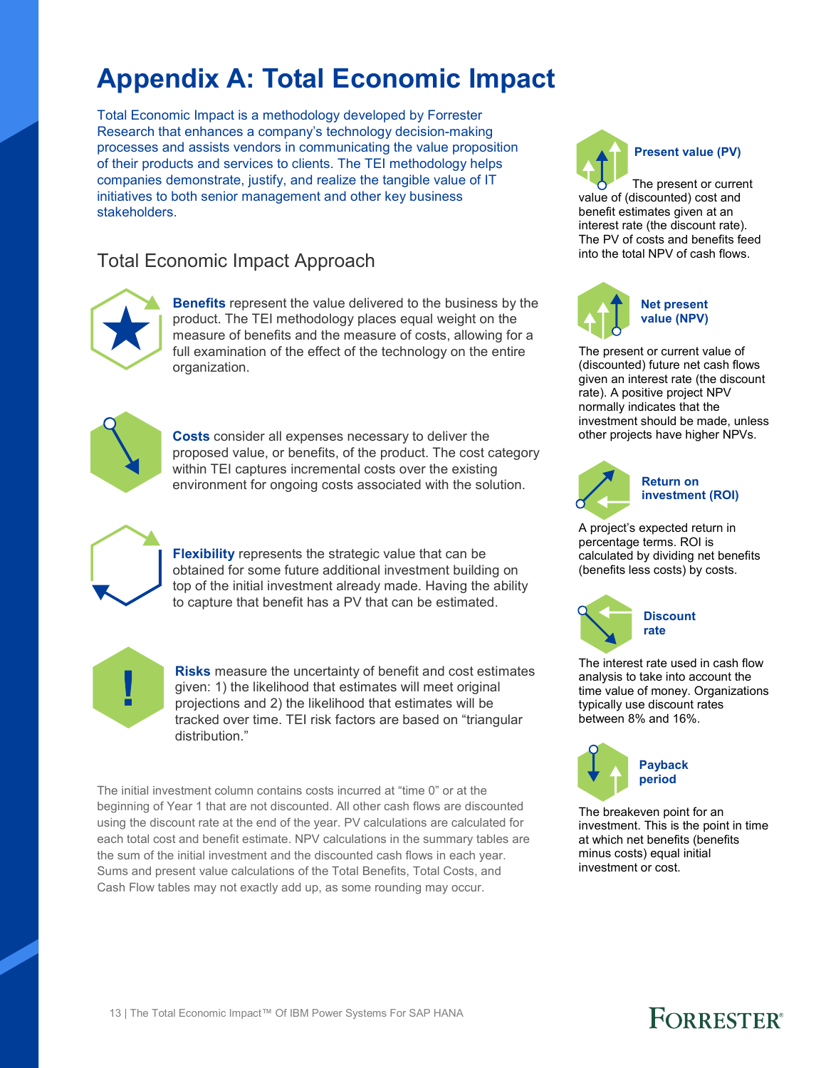# Appendix A: Total Economic Impact

Total Economic Impact is a methodology developed by Forrester Research that enhances a company's technology decision-making processes and assists vendors in communicating the value proposition of their products and services to clients. The TEI methodology helps companies demonstrate, justify, and realize the tangible value of IT initiatives to both senior management and other key business stakeholders.

## Total Economic Impact Approach

**Benefits** represent the value delivered to the business by the product. The TEI methodology places equal weight on the measure of benefits and the measure of costs, allowing for a full examination of the effect of the technology on the entire organization.

**Costs** consider all expenses necessary to deliver the proposed value, or benefits, of the product. The cost category within TEI captures incremental costs over the existing environment for ongoing costs associated with the solution.

**Flexibility** represents the strategic value that can be obtained for some future additional investment building on top of the initial investment already made. Having the ability to capture that benefit has a PV that can be estimated.

**Risks** measure the uncertainty of benefit and cost estimates given: 1) the likelihood that estimates will meet original projections and 2) the likelihood that estimates will be tracked over time. TEI risk factors are based on "triangular distribution."

The initial investment column contains costs incurred at "time 0" or at the beginning of Year 1 that are not discounted. All other cash flows are discounted using the discount rate at the end of the year. PV calculations are calculated for each total cost and benefit estimate. NPV calculations in the summary tables are the sum of the initial investment and the discounted cash flows in each year. Sums and present value calculations of the Total Benefits, Total Costs, and Cash Flow tables may not exactly add up, as some rounding may occur.

**Present value (PV)**

The present or current value of (discounted) cost and benefit estimates given at an interest rate (the discount rate). The PV of costs and benefits feed into the total NPV of cash flows.

**Net present value (NPV)**

The present or current value of (discounted) future net cash flows given an interest rate (the discount rate). A positive project NPV normally indicates that the investment should be made, unless other projects have higher NPVs.

**Return on investment (ROI)**

A project's expected return in percentage terms. ROI is calculated by dividing net benefits (benefits less costs) by costs.

**Discount rate**

The interest rate used in cash flow analysis to take into account the time value of money. Organizations typically use discount rates between 8% and 16%.

**Payback period**

The breakeven point for an investment. This is the point in time at which net benefits (benefits minus costs) equal initial investment or cost.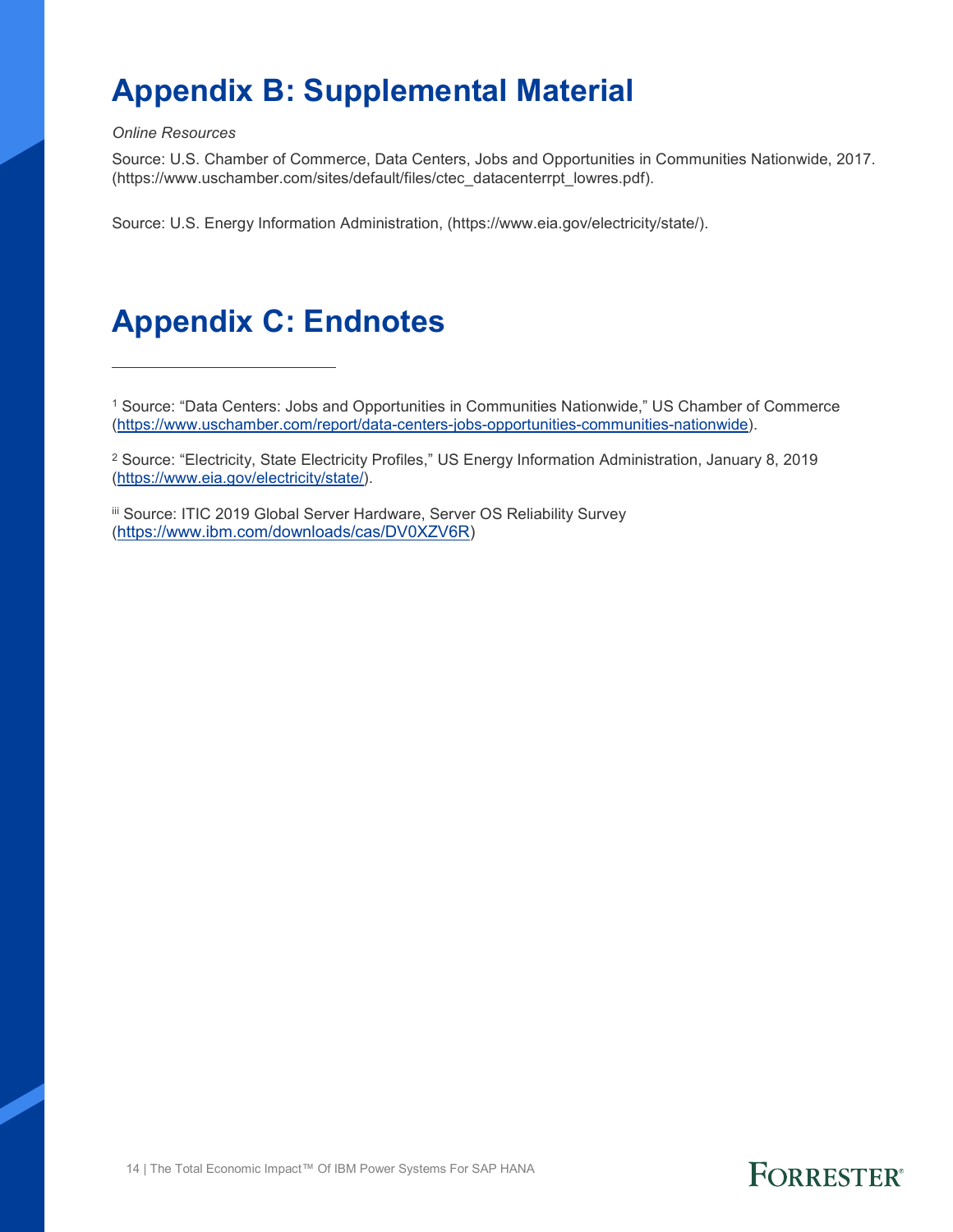# Appendix B: Supplemental Material

*Online Resources*

Source: U.S. Chamber of Commerce, Data Centers, Jobs and Opportunities in Communities Nationwide, 2017. (https://www.uschamber.com/sites/default/files/ctec_datacenterrpt_lowres.pdf).

Source: U.S. Energy Information Administration, (https://www.eia.gov/electricity/state/).

# Appendix C: Endnotes

[1] Source: "Data Centers: Jobs and Opportunities in Communities Nationwide," US Chamber of Commerce (https://www.uschamber.com/report/data-centers-jobs-opportunities-communities-nationwide).

[2] Source: "Electricity, State Electricity Profiles," US Energy Information Administration, January 8, 2019 (https://www.eia.gov/electricity/state/).

[iii] Source: ITIC 2019 Global Server Hardware, Server OS Reliability Survey (https://www.ibm.com/downloads/cas/DV0XZV6R)